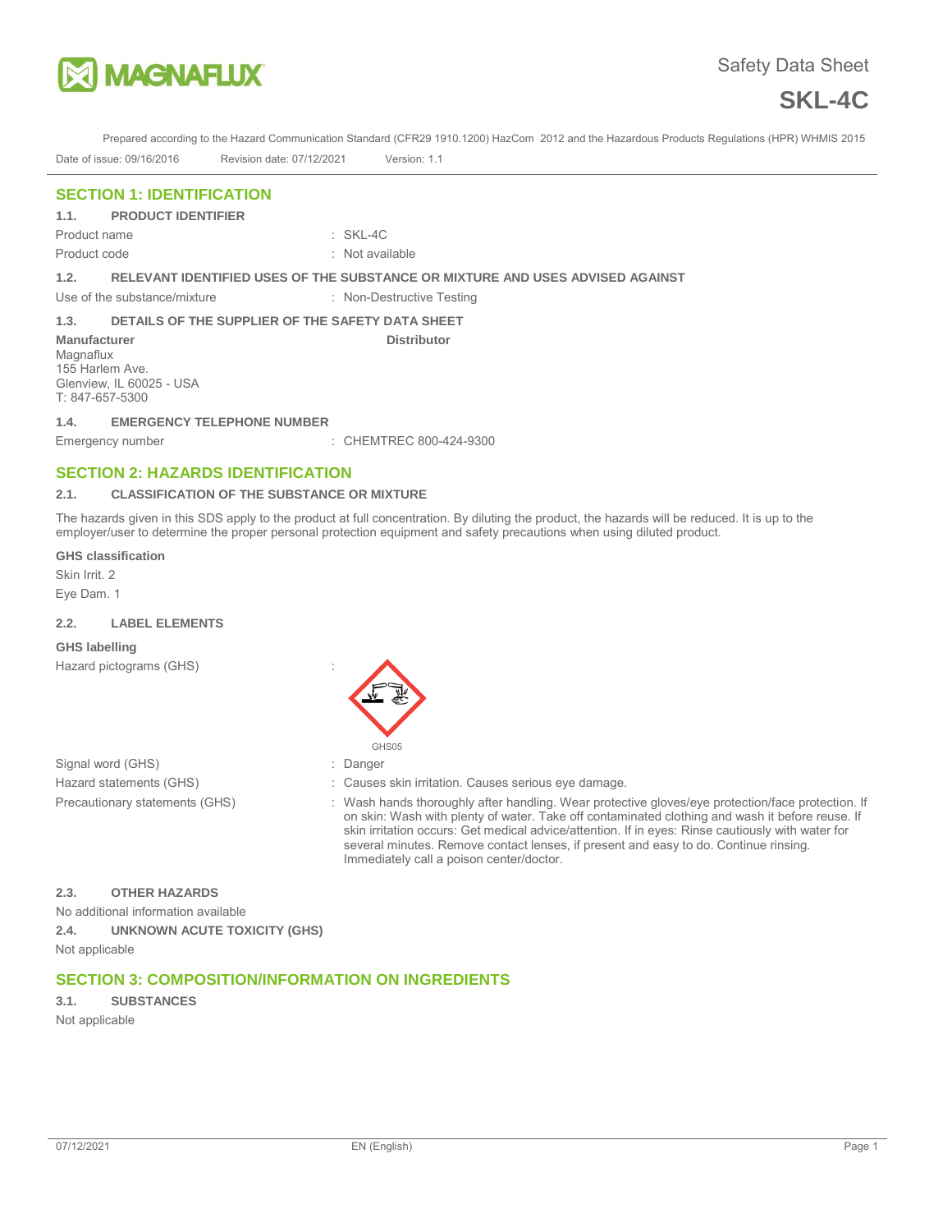# Safety Data Sheet

# SKL-4C

Prepared according to the Hazard Communication Standard (CFR29 1910.1200) HazCom 2012 and the Hazardous Products Regulations (HPR) WHMIS 2015

Date of issue: 09/16/2016 Revision date: 07/12/2021 Version: 1.1

## SECTION 1: IDENTIFICATION

### 1.1. PRODUCT IDENTIFIER

Product name : SKL-4C

Product code : Not available

### 1.2. RELEVANT IDENTIFIED USES OF THE SUBSTANCE OR MIXTURE AND USES ADVISED AGAINST

Use of the substance/mixture : Non-Destructive Testing

### 1.3. DETAILS OF THE SUPPLIER OF THE SAFETY DATA SHEET

**Manufacturer**
Magnaflux
155 Harlem Ave.
Glenview, IL 60025 - USA
T: 847-657-5300

**Distributor**

### 1.4. EMERGENCY TELEPHONE NUMBER

Emergency number : CHEMTREC 800-424-9300

## SECTION 2: HAZARDS IDENTIFICATION

### 2.1. CLASSIFICATION OF THE SUBSTANCE OR MIXTURE

The hazards given in this SDS apply to the product at full concentration. By diluting the product, the hazards will be reduced. It is up to the employer/user to determine the proper personal protection equipment and safety precautions when using diluted product.

**GHS classification**

Skin Irrit. 2

Eye Dam. 1

### 2.2. LABEL ELEMENTS

**GHS labelling**

Hazard pictograms (GHS) :

GHS05

Signal word (GHS) : Danger

Hazard statements (GHS) : Causes skin irritation. Causes serious eye damage.

Precautionary statements (GHS) : Wash hands thoroughly after handling. Wear protective gloves/eye protection/face protection. If on skin: Wash with plenty of water. Take off contaminated clothing and wash it before reuse. If skin irritation occurs: Get medical advice/attention. If in eyes: Rinse cautiously with water for several minutes. Remove contact lenses, if present and easy to do. Continue rinsing. Immediately call a poison center/doctor.

### 2.3. OTHER HAZARDS

No additional information available

### 2.4. UNKNOWN ACUTE TOXICITY (GHS)

Not applicable

## SECTION 3: COMPOSITION/INFORMATION ON INGREDIENTS

### 3.1. SUBSTANCES

Not applicable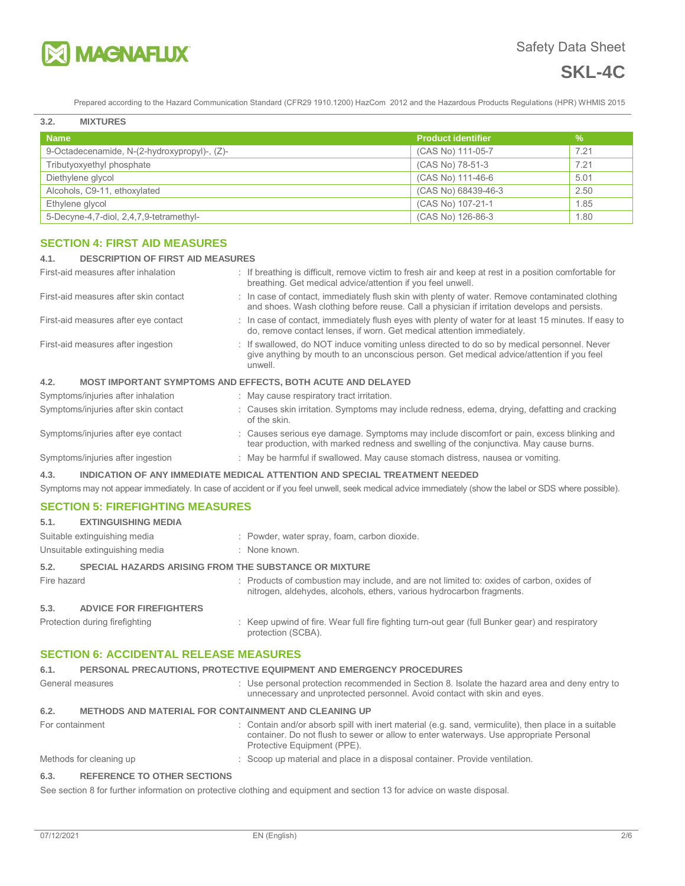### 3.2. MIXTURES

| Name | Product identifier | % |
|---|---|---|
| 9-Octadecenamide, N-(2-hydroxypropyl)-, (Z)- | (CAS No) 111-05-7 | 7.21 |
| Tributyoxyethyl phosphate | (CAS No) 78-51-3 | 7.21 |
| Diethylene glycol | (CAS No) 111-46-6 | 5.01 |
| Alcohols, C9-11, ethoxylated | (CAS No) 68439-46-3 | 2.50 |
| Ethylene glycol | (CAS No) 107-21-1 | 1.85 |
| 5-Decyne-4,7-diol, 2,4,7,9-tetramethyl- | (CAS No) 126-86-3 | 1.80 |

## SECTION 4: FIRST AID MEASURES

### 4.1. DESCRIPTION OF FIRST AID MEASURES

First-aid measures after inhalation : If breathing is difficult, remove victim to fresh air and keep at rest in a position comfortable for breathing. Get medical advice/attention if you feel unwell.

First-aid measures after skin contact : In case of contact, immediately flush skin with plenty of water. Remove contaminated clothing and shoes. Wash clothing before reuse. Call a physician if irritation develops and persists.

First-aid measures after eye contact : In case of contact, immediately flush eyes with plenty of water for at least 15 minutes. If easy to do, remove contact lenses, if worn. Get medical attention immediately.

First-aid measures after ingestion : If swallowed, do NOT induce vomiting unless directed to do so by medical personnel. Never give anything by mouth to an unconscious person. Get medical advice/attention if you feel unwell.

### 4.2. MOST IMPORTANT SYMPTOMS AND EFFECTS, BOTH ACUTE AND DELAYED

Symptoms/injuries after inhalation : May cause respiratory tract irritation.

Symptoms/injuries after skin contact : Causes skin irritation. Symptoms may include redness, edema, drying, defatting and cracking of the skin.

Symptoms/injuries after eye contact : Causes serious eye damage. Symptoms may include discomfort or pain, excess blinking and tear production, with marked redness and swelling of the conjunctiva. May cause burns.

Symptoms/injuries after ingestion : May be harmful if swallowed. May cause stomach distress, nausea or vomiting.

### 4.3. INDICATION OF ANY IMMEDIATE MEDICAL ATTENTION AND SPECIAL TREATMENT NEEDED

Symptoms may not appear immediately. In case of accident or if you feel unwell, seek medical advice immediately (show the label or SDS where possible).

## SECTION 5: FIREFIGHTING MEASURES

### 5.1. EXTINGUISHING MEDIA

Suitable extinguishing media : Powder, water spray, foam, carbon dioxide.

Unsuitable extinguishing media : None known.

### 5.2. SPECIAL HAZARDS ARISING FROM THE SUBSTANCE OR MIXTURE

Fire hazard : Products of combustion may include, and are not limited to: oxides of carbon, oxides of nitrogen, aldehydes, alcohols, ethers, various hydrocarbon fragments.

### 5.3. ADVICE FOR FIREFIGHTERS

Protection during firefighting : Keep upwind of fire. Wear full fire fighting turn-out gear (full Bunker gear) and respiratory protection (SCBA).

## SECTION 6: ACCIDENTAL RELEASE MEASURES

### 6.1. PERSONAL PRECAUTIONS, PROTECTIVE EQUIPMENT AND EMERGENCY PROCEDURES

General measures : Use personal protection recommended in Section 8. Isolate the hazard area and deny entry to unnecessary and unprotected personnel. Avoid contact with skin and eyes.

### 6.2. METHODS AND MATERIAL FOR CONTAINMENT AND CLEANING UP

For containment : Contain and/or absorb spill with inert material (e.g. sand, vermiculite), then place in a suitable container. Do not flush to sewer or allow to enter waterways. Use appropriate Personal Protective Equipment (PPE).

Methods for cleaning up : Scoop up material and place in a disposal container. Provide ventilation.

### 6.3. REFERENCE TO OTHER SECTIONS

See section 8 for further information on protective clothing and equipment and section 13 for advice on waste disposal.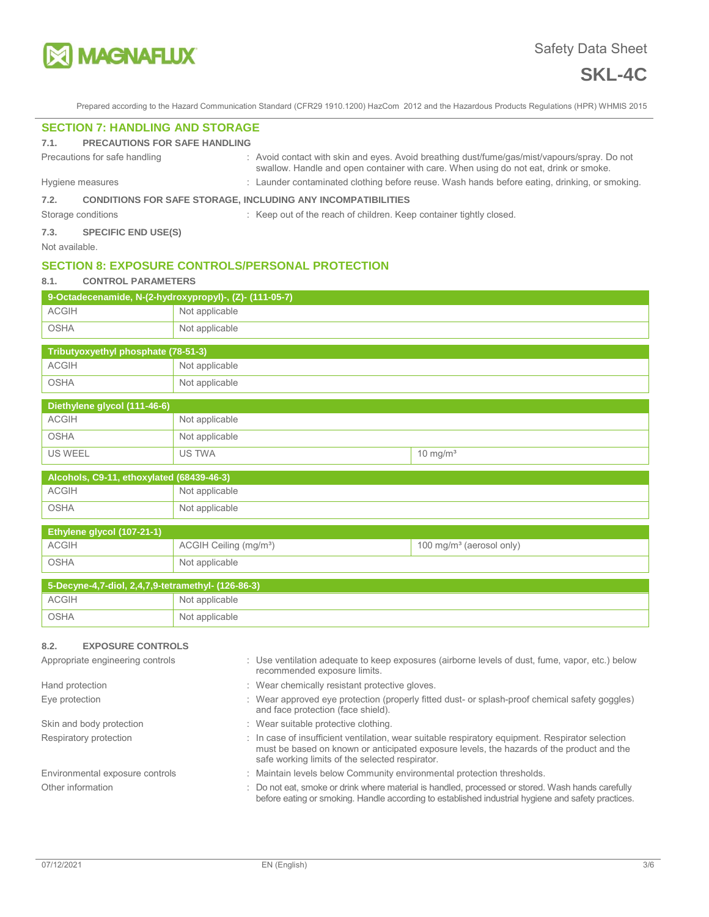## SECTION 7: HANDLING AND STORAGE

### 7.1. PRECAUTIONS FOR SAFE HANDLING

Precautions for safe handling : Avoid contact with skin and eyes. Avoid breathing dust/fume/gas/mist/vapours/spray. Do not swallow. Handle and open container with care. When using do not eat, drink or smoke.

Hygiene measures : Launder contaminated clothing before reuse. Wash hands before eating, drinking, or smoking.

### 7.2. CONDITIONS FOR SAFE STORAGE, INCLUDING ANY INCOMPATIBILITIES

Storage conditions : Keep out of the reach of children. Keep container tightly closed.

### 7.3. SPECIFIC END USE(S)

Not available.

## SECTION 8: EXPOSURE CONTROLS/PERSONAL PROTECTION

### 8.1. CONTROL PARAMETERS

| 9-Octadecenamide, N-(2-hydroxypropyl)-, (Z)- (111-05-7) | |
|---|---|
| ACGIH | Not applicable |
| OSHA | Not applicable |

| Tributyoxyethyl phosphate (78-51-3) | |
|---|---|
| ACGIH | Not applicable |
| OSHA | Not applicable |

| Diethylene glycol (111-46-6) | | |
|---|---|---|
| ACGIH | Not applicable | |
| OSHA | Not applicable | |
| US WEEL | US TWA | 10 mg/m³ |

| Alcohols, C9-11, ethoxylated (68439-46-3) | |
|---|---|
| ACGIH | Not applicable |
| OSHA | Not applicable |

| Ethylene glycol (107-21-1) | | |
|---|---|---|
| ACGIH | ACGIH Ceiling (mg/m³) | 100 mg/m³ (aerosol only) |
| OSHA | Not applicable | |

| 5-Decyne-4,7-diol, 2,4,7,9-tetramethyl- (126-86-3) | |
|---|---|
| ACGIH | Not applicable |
| OSHA | Not applicable |

### 8.2. EXPOSURE CONTROLS

Appropriate engineering controls : Use ventilation adequate to keep exposures (airborne levels of dust, fume, vapor, etc.) below recommended exposure limits.

Hand protection : Wear chemically resistant protective gloves.

Eye protection : Wear approved eye protection (properly fitted dust- or splash-proof chemical safety goggles) and face protection (face shield).

Skin and body protection : Wear suitable protective clothing.

Respiratory protection : In case of insufficient ventilation, wear suitable respiratory equipment. Respirator selection must be based on known or anticipated exposure levels, the hazards of the product and the safe working limits of the selected respirator.

Environmental exposure controls : Maintain levels below Community environmental protection thresholds.

Other information : Do not eat, smoke or drink where material is handled, processed or stored. Wash hands carefully before eating or smoking. Handle according to established industrial hygiene and safety practices.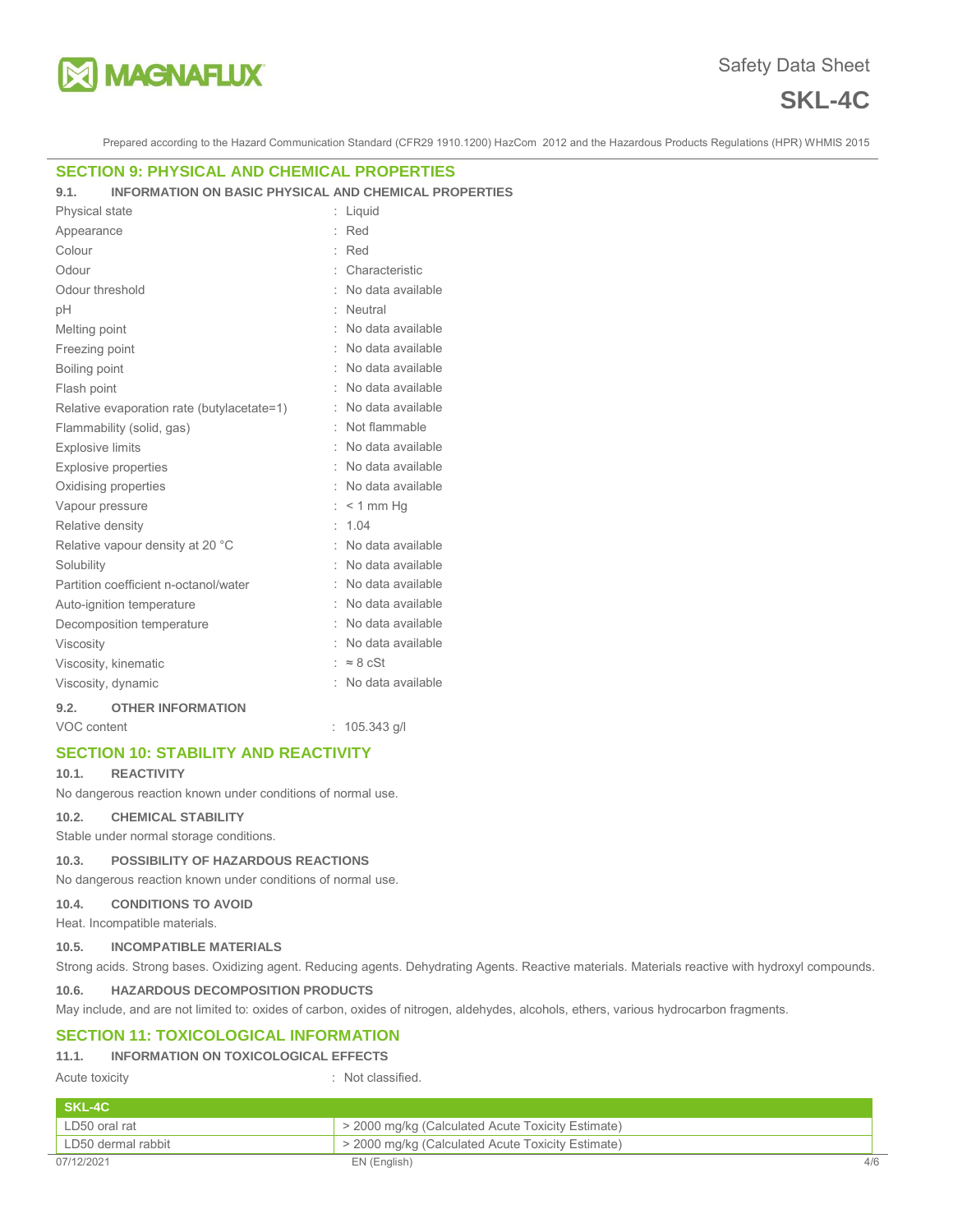## SECTION 9: PHYSICAL AND CHEMICAL PROPERTIES

### 9.1. INFORMATION ON BASIC PHYSICAL AND CHEMICAL PROPERTIES

| | |
|---|---|
| Physical state | : Liquid |
| Appearance | : Red |
| Colour | : Red |
| Odour | : Characteristic |
| Odour threshold | : No data available |
| pH | : Neutral |
| Melting point | : No data available |
| Freezing point | : No data available |
| Boiling point | : No data available |
| Flash point | : No data available |
| Relative evaporation rate (butylacetate=1) | : No data available |
| Flammability (solid, gas) | : Not flammable |
| Explosive limits | : No data available |
| Explosive properties | : No data available |
| Oxidising properties | : No data available |
| Vapour pressure | : < 1 mm Hg |
| Relative density | : 1.04 |
| Relative vapour density at 20 °C | : No data available |
| Solubility | : No data available |
| Partition coefficient n-octanol/water | : No data available |
| Auto-ignition temperature | : No data available |
| Decomposition temperature | : No data available |
| Viscosity | : No data available |
| Viscosity, kinematic | : ≈ 8 cSt |
| Viscosity, dynamic | : No data available |

### 9.2. OTHER INFORMATION

| | |
|---|---|
| VOC content | : 105.343 g/l |

## SECTION 10: STABILITY AND REACTIVITY

### 10.1. REACTIVITY

No dangerous reaction known under conditions of normal use.

### 10.2. CHEMICAL STABILITY

Stable under normal storage conditions.

### 10.3. POSSIBILITY OF HAZARDOUS REACTIONS

No dangerous reaction known under conditions of normal use.

### 10.4. CONDITIONS TO AVOID

Heat. Incompatible materials.

### 10.5. INCOMPATIBLE MATERIALS

Strong acids. Strong bases. Oxidizing agent. Reducing agents. Dehydrating Agents. Reactive materials. Materials reactive with hydroxyl compounds.

### 10.6. HAZARDOUS DECOMPOSITION PRODUCTS

May include, and are not limited to: oxides of carbon, oxides of nitrogen, aldehydes, alcohols, ethers, various hydrocarbon fragments.

## SECTION 11: TOXICOLOGICAL INFORMATION

### 11.1. INFORMATION ON TOXICOLOGICAL EFFECTS

Acute toxicity : Not classified.

| SKL-4C | |
|---|---|
| LD50 oral rat | > 2000 mg/kg (Calculated Acute Toxicity Estimate) |
| LD50 dermal rabbit | > 2000 mg/kg (Calculated Acute Toxicity Estimate) |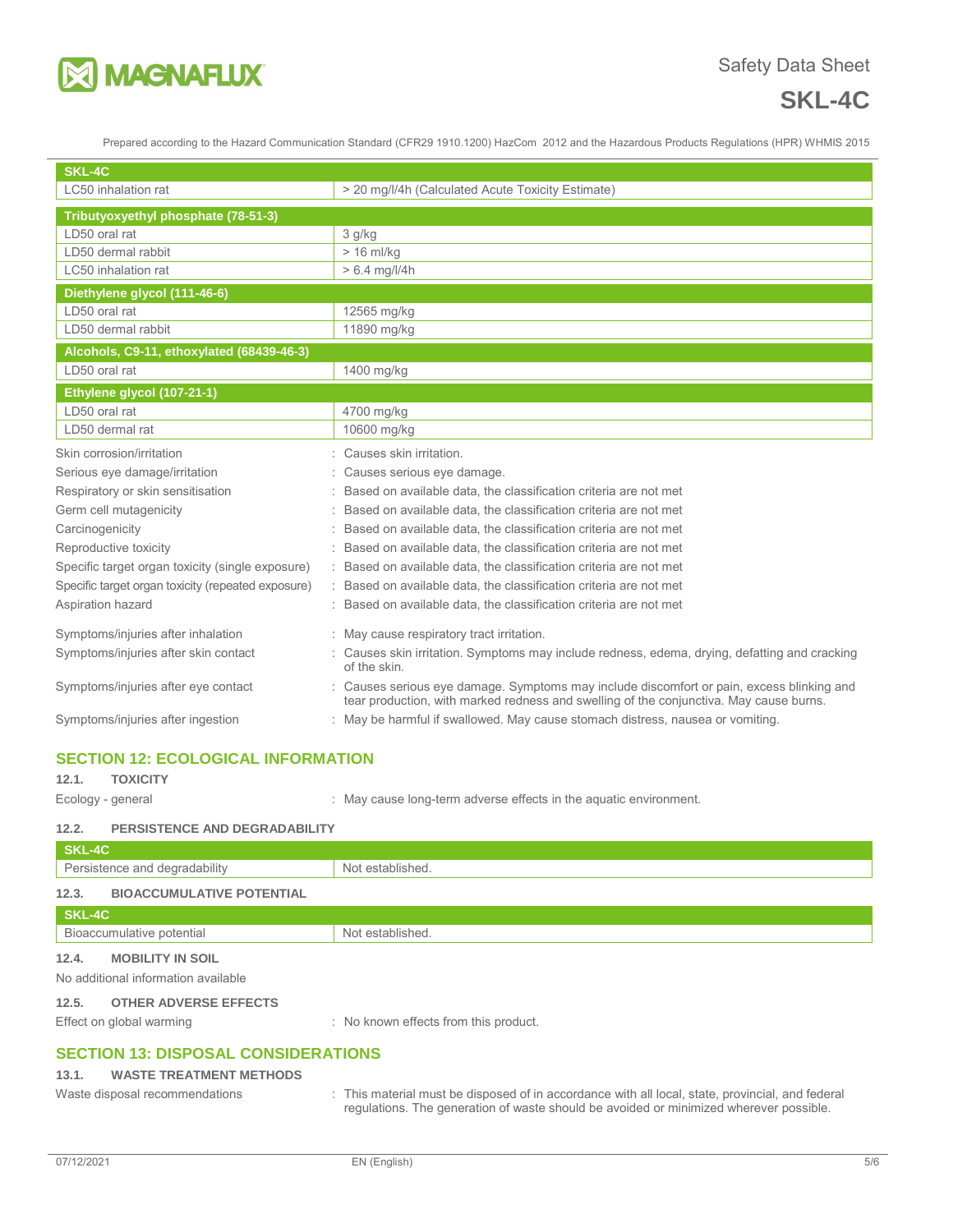| SKL-4C | |
|---|---|
| LC50 inhalation rat | > 20 mg/l/4h (Calculated Acute Toxicity Estimate) |

| Tributyoxyethyl phosphate (78-51-3) | |
|---|---|
| LD50 oral rat | 3 g/kg |
| LD50 dermal rabbit | > 16 ml/kg |
| LC50 inhalation rat | > 6.4 mg/l/4h |

| Diethylene glycol (111-46-6) | |
|---|---|
| LD50 oral rat | 12565 mg/kg |
| LD50 dermal rabbit | 11890 mg/kg |

| Alcohols, C9-11, ethoxylated (68439-46-3) | |
|---|---|
| LD50 oral rat | 1400 mg/kg |

| Ethylene glycol (107-21-1) | |
|---|---|
| LD50 oral rat | 4700 mg/kg |
| LD50 dermal rat | 10600 mg/kg |

Skin corrosion/irritation : Causes skin irritation.

Serious eye damage/irritation : Causes serious eye damage.

Respiratory or skin sensitisation : Based on available data, the classification criteria are not met

Germ cell mutagenicity : Based on available data, the classification criteria are not met

Carcinogenicity : Based on available data, the classification criteria are not met

Reproductive toxicity : Based on available data, the classification criteria are not met

Specific target organ toxicity (single exposure) : Based on available data, the classification criteria are not met

Specific target organ toxicity (repeated exposure) : Based on available data, the classification criteria are not met

Aspiration hazard : Based on available data, the classification criteria are not met

Symptoms/injuries after inhalation : May cause respiratory tract irritation.

Symptoms/injuries after skin contact : Causes skin irritation. Symptoms may include redness, edema, drying, defatting and cracking of the skin.

Symptoms/injuries after eye contact : Causes serious eye damage. Symptoms may include discomfort or pain, excess blinking and tear production, with marked redness and swelling of the conjunctiva. May cause burns.

Symptoms/injuries after ingestion : May be harmful if swallowed. May cause stomach distress, nausea or vomiting.

## SECTION 12: ECOLOGICAL INFORMATION

### 12.1. TOXICITY

Ecology - general : May cause long-term adverse effects in the aquatic environment.

### 12.2. PERSISTENCE AND DEGRADABILITY

| SKL-4C | |
|---|---|
| Persistence and degradability | Not established. |

### 12.3. BIOACCUMULATIVE POTENTIAL

| SKL-4C | |
|---|---|
| Bioaccumulative potential | Not established. |

### 12.4. MOBILITY IN SOIL

No additional information available

### 12.5. OTHER ADVERSE EFFECTS

Effect on global warming : No known effects from this product.

## SECTION 13: DISPOSAL CONSIDERATIONS

### 13.1. WASTE TREATMENT METHODS

Waste disposal recommendations : This material must be disposed of in accordance with all local, state, provincial, and federal regulations. The generation of waste should be avoided or minimized wherever possible.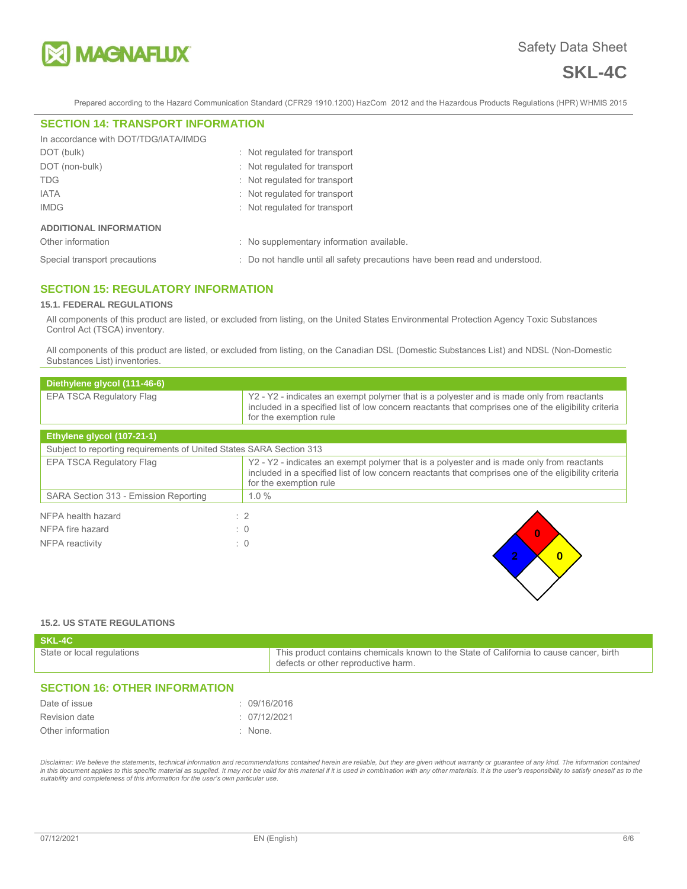## SECTION 14: TRANSPORT INFORMATION

In accordance with DOT/TDG/IATA/IMDG

| | |
|---|---|
| DOT (bulk) | : Not regulated for transport |
| DOT (non-bulk) | : Not regulated for transport |
| TDG | : Not regulated for transport |
| IATA | : Not regulated for transport |
| IMDG | : Not regulated for transport |

**ADDITIONAL INFORMATION**

| | |
|---|---|
| Other information | : No supplementary information available. |
| Special transport precautions | : Do not handle until all safety precautions have been read and understood. |

## SECTION 15: REGULATORY INFORMATION

### 15.1. FEDERAL REGULATIONS

All components of this product are listed, or excluded from listing, on the United States Environmental Protection Agency Toxic Substances Control Act (TSCA) inventory.

All components of this product are listed, or excluded from listing, on the Canadian DSL (Domestic Substances List) and NDSL (Non-Domestic Substances List) inventories.

| Diethylene glycol (111-46-6) | |
|---|---|
| EPA TSCA Regulatory Flag | Y2 - Y2 - indicates an exempt polymer that is a polyester and is made only from reactants included in a specified list of low concern reactants that comprises one of the eligibility criteria for the exemption rule |

| Ethylene glycol (107-21-1) | |
|---|---|
| Subject to reporting requirements of United States SARA Section 313 | |
| EPA TSCA Regulatory Flag | Y2 - Y2 - indicates an exempt polymer that is a polyester and is made only from reactants included in a specified list of low concern reactants that comprises one of the eligibility criteria for the exemption rule |
| SARA Section 313 - Emission Reporting | 1.0 % |

| | |
|---|---|
| NFPA health hazard | : 2 |
| NFPA fire hazard | : 0 |
| NFPA reactivity | : 0 |

0
2
0

### 15.2. US STATE REGULATIONS

| SKL-4C | |
|---|---|
| State or local regulations | This product contains chemicals known to the State of California to cause cancer, birth defects or other reproductive harm. |

## SECTION 16: OTHER INFORMATION

| | |
|---|---|
| Date of issue | : 09/16/2016 |
| Revision date | : 07/12/2021 |
| Other information | : None. |

*Disclaimer: We believe the statements, technical information and recommendations contained herein are reliable, but they are given without warranty or guarantee of any kind. The information contained in this document applies to this specific material as supplied. It may not be valid for this material if it is used in combination with any other materials. It is the user's responsibility to satisfy oneself as to the suitability and completeness of this information for the user's own particular use.*